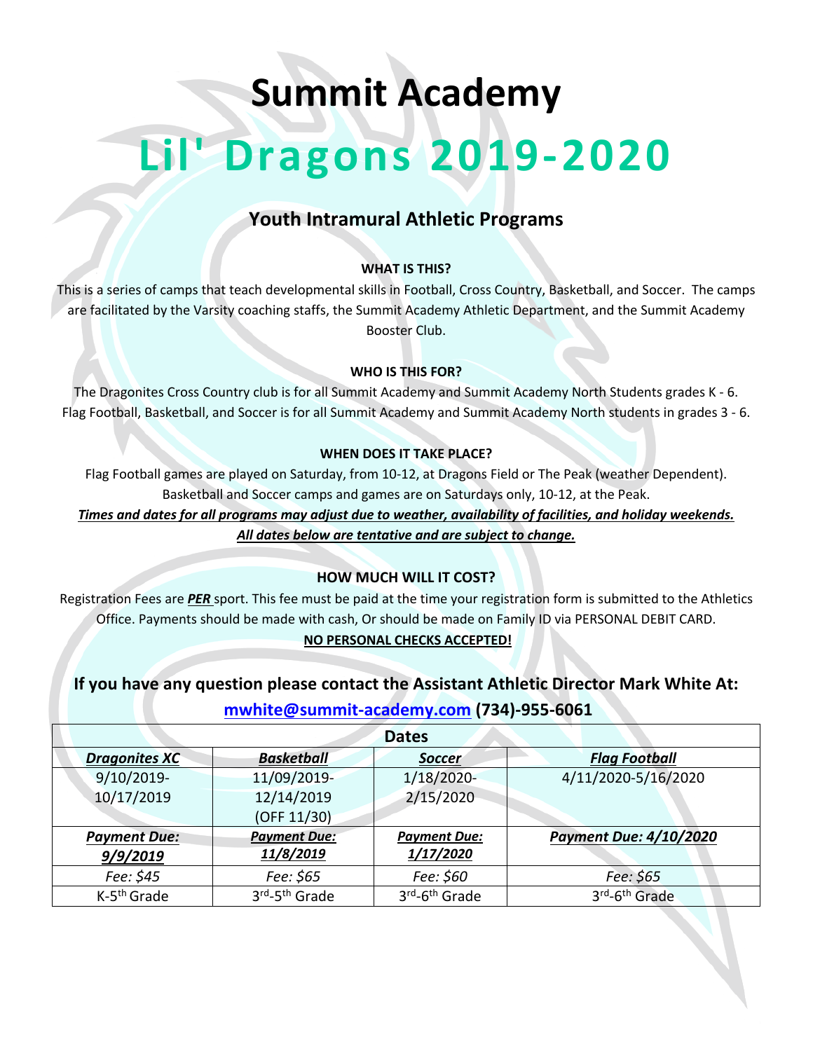# Summit Academy

# Lil' Dragons 2019-2020

## Youth Intramural Athletic Programs

**WHAT IS THIS?**

This is a series of camps that teach developmental skills in Football, Cross Country, Basketball, and Soccer. The camps are facilitated by the Varsity coaching staffs, the Summit Academy Athletic Department, and the Summit Academy Booster Club.

**WHO IS THIS FOR?**

The Dragonites Cross Country club is for all Summit Academy and Summit Academy North Students grades K - 6. Flag Football, Basketball, and Soccer is for all Summit Academy and Summit Academy North students in grades 3 - 6.

**WHEN DOES IT TAKE PLACE?**

Flag Football games are played on Saturday, from 10-12, at Dragons Field or The Peak (weather Dependent). Basketball and Soccer camps and games are on Saturdays only, 10-12, at the Peak.

***Times and dates for all programs may adjust due to weather, availability of facilities, and holiday weekends.***

***All dates below are tentative and are subject to change.***

**HOW MUCH WILL IT COST?**

Registration Fees are ***PER*** sport. This fee must be paid at the time your registration form is submitted to the Athletics Office. Payments should be made with cash, Or should be made on Family ID via PERSONAL DEBIT CARD.

**NO PERSONAL CHECKS ACCEPTED!**

### If you have any question please contact the Assistant Athletic Director Mark White At: mwhite@summit-academy.com (734)-955-6061

| Dates | | | |
|---|---|---|---|
| ***Dragonites XC*** | ***Basketball*** | ***Soccer*** | ***Flag Football*** |
| 9/10/2019-10/17/2019 | 11/09/2019-12/14/2019 (OFF 11/30) | 1/18/2020-2/15/2020 | 4/11/2020-5/16/2020 |
| ***Payment Due: 9/9/2019*** | ***Payment Due: 11/8/2019*** | ***Payment Due: 1/17/2020*** | ***Payment Due: 4/10/2020*** |
| *Fee: $45* | *Fee: $65* | *Fee: $60* | *Fee: $65* |
| K-5th Grade | 3rd-5th Grade | 3rd-6th Grade | 3rd-6th Grade |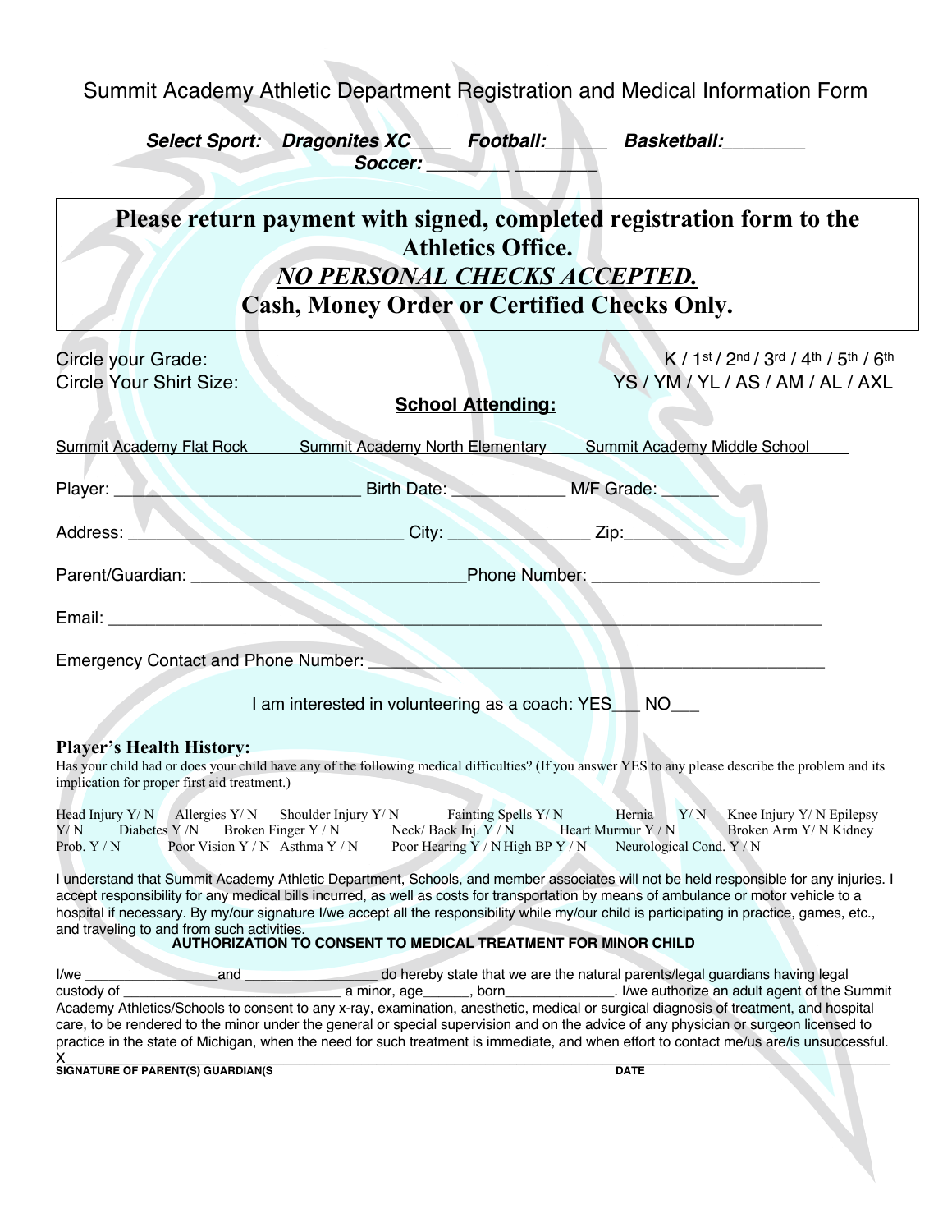# Summit Academy Athletic Department Registration and Medical Information Form

***Select Sport:*** ***Dragonites XC*** ____ ***Football:***______ ***Basketball:***________
***Soccer:*** ________________

**Please return payment with signed, completed registration form to the Athletics Office.**
***NO PERSONAL CHECKS ACCEPTED.***
**Cash, Money Order or Certified Checks Only.**

Circle your Grade: K / 1st / 2nd / 3rd / 4th / 5th / 6th
Circle Your Shirt Size: YS / YM / YL / AS / AM / AL / AXL

**School Attending:**

Summit Academy Flat Rock ____ Summit Academy North Elementary ___ Summit Academy Middle School ____

Player: __________________________ Birth Date: ____________ M/F Grade: ______

Address: ______________________________ City: _______________ Zip:____________

Parent/Guardian: _____________________________Phone Number: ________________________

Email: ___________________________________________________________________________

Emergency Contact and Phone Number: ______________________________________________

I am interested in volunteering as a coach: YES___ NO___

**Player's Health History:**

Has your child had or does your child have any of the following medical difficulties? (If you answer YES to any please describe the problem and its implication for proper first aid treatment.)

Head Injury Y/ N Allergies Y/ N Shoulder Injury Y/ N Fainting Spells Y/ N Hernia Y/ N Knee Injury Y/ N Epilepsy Y/ N Diabetes Y /N Broken Finger Y / N Neck/ Back Inj. Y / N Heart Murmur Y / N Broken Arm Y/ N Kidney Prob. Y / N Poor Vision Y / N Asthma Y / N Poor Hearing Y / N High BP Y / N Neurological Cond. Y / N

I understand that Summit Academy Athletic Department, Schools, and member associates will not be held responsible for any injuries. I accept responsibility for any medical bills incurred, as well as costs for transportation by means of ambulance or motor vehicle to a hospital if necessary. By my/our signature I/we accept all the responsibility while my/our child is participating in practice, games, etc., and traveling to and from such activities.

**AUTHORIZATION TO CONSENT TO MEDICAL TREATMENT FOR MINOR CHILD**

I/we _________________and _________________ do hereby state that we are the natural parents/legal guardians having legal custody of ____________________________ a minor, age______, born______________. I/we authorize an adult agent of the Summit Academy Athletics/Schools to consent to any x-ray, examination, anesthetic, medical or surgical diagnosis of treatment, and hospital care, to be rendered to the minor under the general or special supervision and on the advice of any physician or surgeon licensed to practice in the state of Michigan, when the need for such treatment is immediate, and when effort to contact me/us are/is unsuccessful.

X________________________________________________________________________________

**SIGNATURE OF PARENT(S) GUARDIAN(S** **DATE**